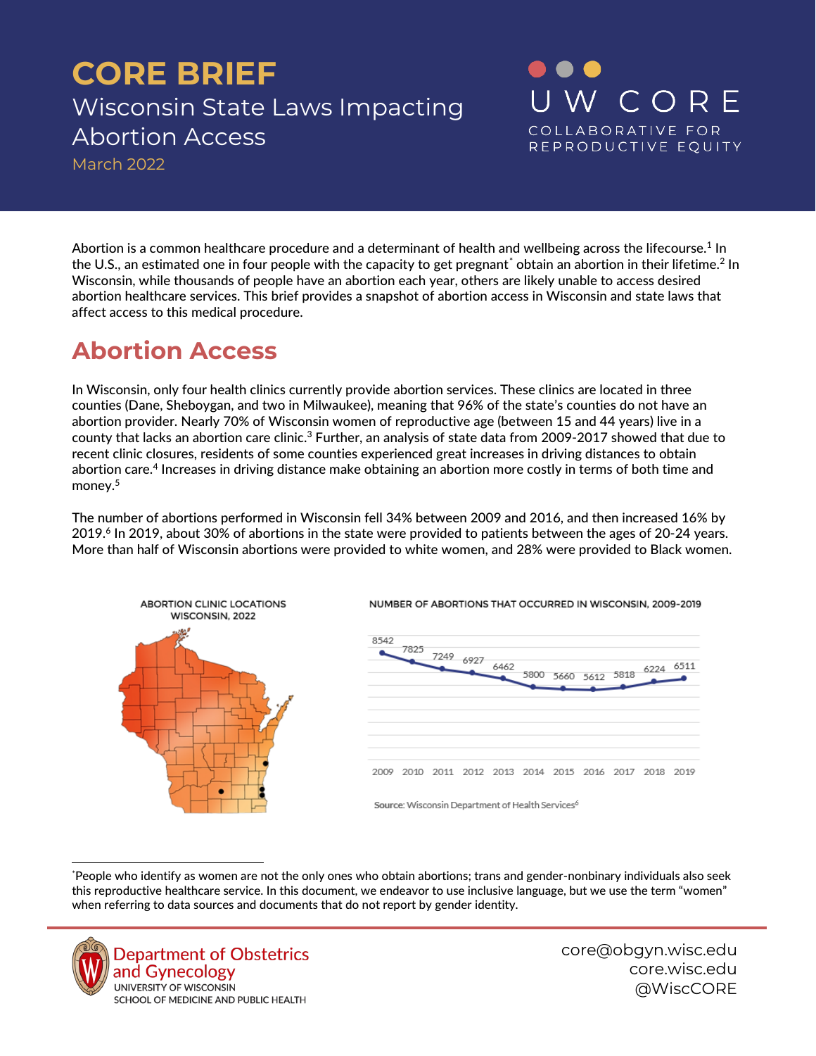# CORE BRIEF

## Wisconsin State Laws Impacting Abortion Access

March 2022

UW CORE
COLLABORATIVE FOR REPRODUCTIVE EQUITY

Abortion is a common healthcare procedure and a determinant of health and wellbeing across the lifecourse.[1] In the U.S., an estimated one in four people with the capacity to get pregnant[*] obtain an abortion in their lifetime.[2] In Wisconsin, while thousands of people have an abortion each year, others are likely unable to access desired abortion healthcare services. This brief provides a snapshot of abortion access in Wisconsin and state laws that affect access to this medical procedure.

## Abortion Access

In Wisconsin, only four health clinics currently provide abortion services. These clinics are located in three counties (Dane, Sheboygan, and two in Milwaukee), meaning that 96% of the state's counties do not have an abortion provider. Nearly 70% of Wisconsin women of reproductive age (between 15 and 44 years) live in a county that lacks an abortion care clinic.[3] Further, an analysis of state data from 2009-2017 showed that due to recent clinic closures, residents of some counties experienced great increases in driving distances to obtain abortion care.[4] Increases in driving distance make obtaining an abortion more costly in terms of both time and money.[5]

The number of abortions performed in Wisconsin fell 34% between 2009 and 2016, and then increased 16% by 2019.[6] In 2019, about 30% of abortions in the state were provided to patients between the ages of 20-24 years. More than half of Wisconsin abortions were provided to white women, and 28% were provided to Black women.

ABORTION CLINIC LOCATIONS WISCONSIN, 2022

NUMBER OF ABORTIONS THAT OCCURRED IN WISCONSIN, 2009-2019

| 2009 | 2010 | 2011 | 2012 | 2013 | 2014 | 2015 | 2016 | 2017 | 2018 | 2019 |
|---|---|---|---|---|---|---|---|---|---|---|
| 8542 | 7825 | 7249 | 6927 | 6462 | 5800 | 5660 | 5612 | 5818 | 6224 | 6511 |

**Source:** Wisconsin Department of Health Services[6]

[*]People who identify as women are not the only ones who obtain abortions; trans and gender-nonbinary individuals also seek this reproductive healthcare service. In this document, we endeavor to use inclusive language, but we use the term "women" when referring to data sources and documents that do not report by gender identity.

Department of Obstetrics and Gynecology
UNIVERSITY OF WISCONSIN
SCHOOL OF MEDICINE AND PUBLIC HEALTH

core@obgyn.wisc.edu
core.wisc.edu
@WiscCORE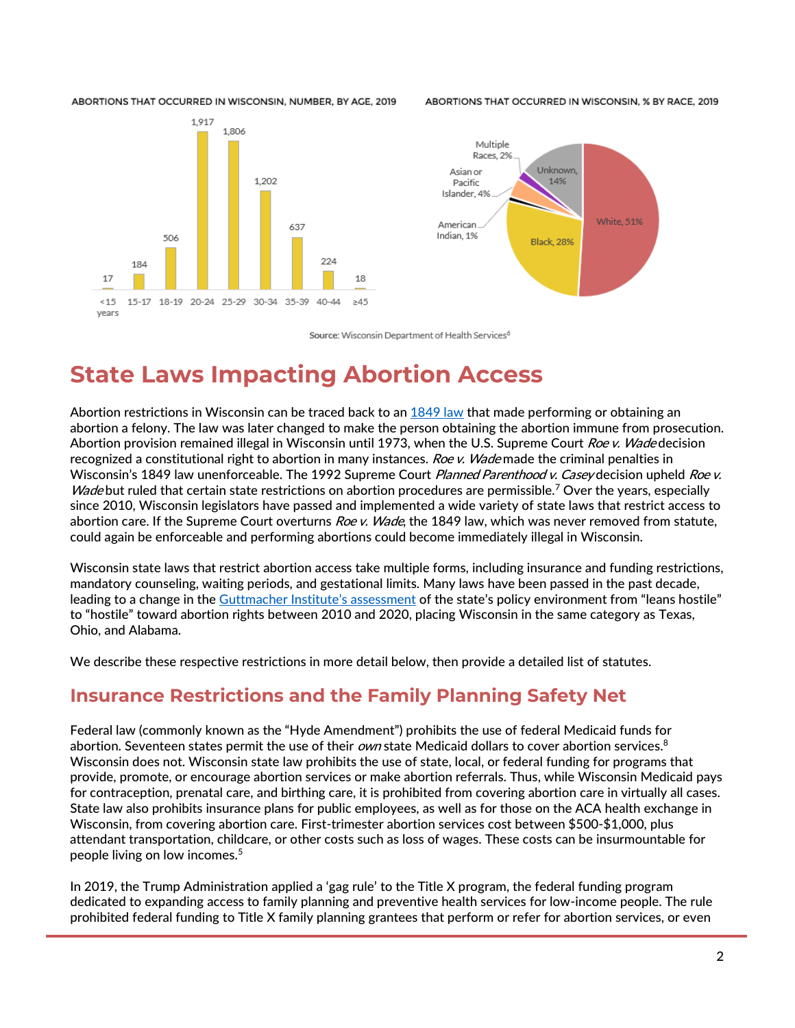ABORTIONS THAT OCCURRED IN WISCONSIN, NUMBER, BY AGE, 2019

| Age | Number |
| --- | --- |
| <15 years | 17 |
| 15-17 | 184 |
| 18-19 | 506 |
| 20-24 | 1,917 |
| 25-29 | 1,806 |
| 30-34 | 1,202 |
| 35-39 | 637 |
| 40-44 | 224 |
| ≥45 | 18 |

ABORTIONS THAT OCCURRED IN WISCONSIN, % BY RACE, 2019

| Race | % |
| --- | --- |
| White | 51% |
| Black | 28% |
| American Indian | 1% |
| Asian or Pacific Islander | 4% |
| Multiple Races | 2% |
| Unknown | 14% |

**Source:** Wisconsin Department of Health Services[6]

# State Laws Impacting Abortion Access

Abortion restrictions in Wisconsin can be traced back to an 1849 law that made performing or obtaining an abortion a felony. The law was later changed to make the person obtaining the abortion immune from prosecution. Abortion provision remained illegal in Wisconsin until 1973, when the U.S. Supreme Court *Roe v. Wade* decision recognized a constitutional right to abortion in many instances. *Roe v. Wade* made the criminal penalties in Wisconsin's 1849 law unenforceable. The 1992 Supreme Court *Planned Parenthood v. Casey* decision upheld *Roe v. Wade* but ruled that certain state restrictions on abortion procedures are permissible.[7] Over the years, especially since 2010, Wisconsin legislators have passed and implemented a wide variety of state laws that restrict access to abortion care. If the Supreme Court overturns *Roe v. Wade*, the 1849 law, which was never removed from statute, could again be enforceable and performing abortions could become immediately illegal in Wisconsin.

Wisconsin state laws that restrict abortion access take multiple forms, including insurance and funding restrictions, mandatory counseling, waiting periods, and gestational limits. Many laws have been passed in the past decade, leading to a change in the Guttmacher Institute's assessment of the state's policy environment from "leans hostile" to "hostile" toward abortion rights between 2010 and 2020, placing Wisconsin in the same category as Texas, Ohio, and Alabama.

We describe these respective restrictions in more detail below, then provide a detailed list of statutes.

## Insurance Restrictions and the Family Planning Safety Net

Federal law (commonly known as the "Hyde Amendment") prohibits the use of federal Medicaid funds for abortion. Seventeen states permit the use of their *own* state Medicaid dollars to cover abortion services.[8] Wisconsin does not. Wisconsin state law prohibits the use of state, local, or federal funding for programs that provide, promote, or encourage abortion services or make abortion referrals. Thus, while Wisconsin Medicaid pays for contraception, prenatal care, and birthing care, it is prohibited from covering abortion care in virtually all cases. State law also prohibits insurance plans for public employees, as well as for those on the ACA health exchange in Wisconsin, from covering abortion care. First-trimester abortion services cost between $500-$1,000, plus attendant transportation, childcare, or other costs such as loss of wages. These costs can be insurmountable for people living on low incomes.[5]

In 2019, the Trump Administration applied a 'gag rule' to the Title X program, the federal funding program dedicated to expanding access to family planning and preventive health services for low-income people. The rule prohibited federal funding to Title X family planning grantees that perform or refer for abortion services, or even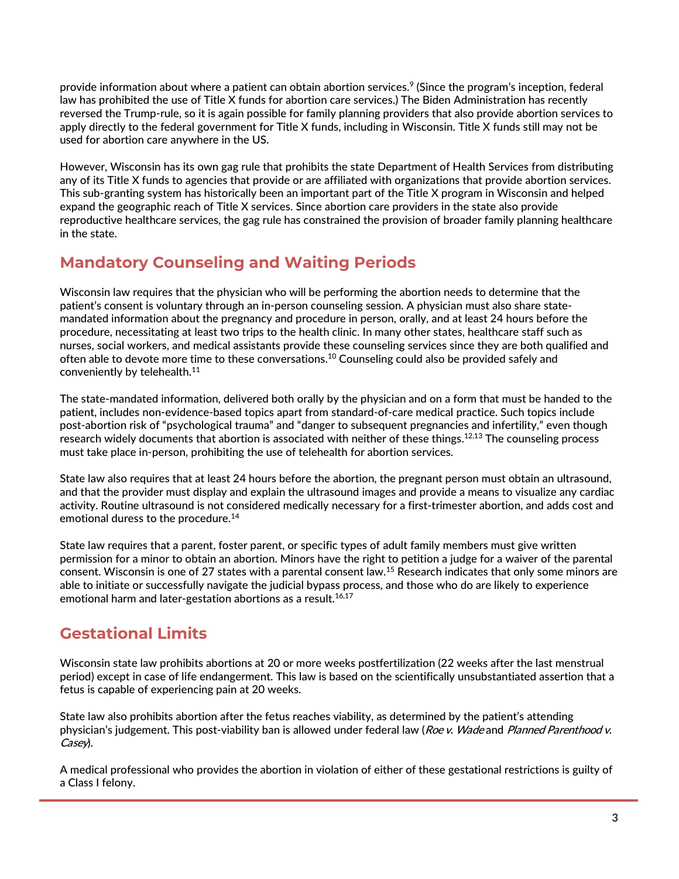provide information about where a patient can obtain abortion services.[9] (Since the program's inception, federal law has prohibited the use of Title X funds for abortion care services.) The Biden Administration has recently reversed the Trump-rule, so it is again possible for family planning providers that also provide abortion services to apply directly to the federal government for Title X funds, including in Wisconsin. Title X funds still may not be used for abortion care anywhere in the US.

However, Wisconsin has its own gag rule that prohibits the state Department of Health Services from distributing any of its Title X funds to agencies that provide or are affiliated with organizations that provide abortion services. This sub-granting system has historically been an important part of the Title X program in Wisconsin and helped expand the geographic reach of Title X services. Since abortion care providers in the state also provide reproductive healthcare services, the gag rule has constrained the provision of broader family planning healthcare in the state.

## Mandatory Counseling and Waiting Periods

Wisconsin law requires that the physician who will be performing the abortion needs to determine that the patient's consent is voluntary through an in-person counseling session. A physician must also share state-mandated information about the pregnancy and procedure in person, orally, and at least 24 hours before the procedure, necessitating at least two trips to the health clinic. In many other states, healthcare staff such as nurses, social workers, and medical assistants provide these counseling services since they are both qualified and often able to devote more time to these conversations.[10] Counseling could also be provided safely and conveniently by telehealth.[11]

The state-mandated information, delivered both orally by the physician and on a form that must be handed to the patient, includes non-evidence-based topics apart from standard-of-care medical practice. Such topics include post-abortion risk of "psychological trauma" and "danger to subsequent pregnancies and infertility," even though research widely documents that abortion is associated with neither of these things.[12,13] The counseling process must take place in-person, prohibiting the use of telehealth for abortion services.

State law also requires that at least 24 hours before the abortion, the pregnant person must obtain an ultrasound, and that the provider must display and explain the ultrasound images and provide a means to visualize any cardiac activity. Routine ultrasound is not considered medically necessary for a first-trimester abortion, and adds cost and emotional duress to the procedure.[14]

State law requires that a parent, foster parent, or specific types of adult family members must give written permission for a minor to obtain an abortion. Minors have the right to petition a judge for a waiver of the parental consent. Wisconsin is one of 27 states with a parental consent law.[15] Research indicates that only some minors are able to initiate or successfully navigate the judicial bypass process, and those who do are likely to experience emotional harm and later-gestation abortions as a result.[16,17]

## Gestational Limits

Wisconsin state law prohibits abortions at 20 or more weeks postfertilization (22 weeks after the last menstrual period) except in case of life endangerment. This law is based on the scientifically unsubstantiated assertion that a fetus is capable of experiencing pain at 20 weeks.

State law also prohibits abortion after the fetus reaches viability, as determined by the patient's attending physician's judgement. This post-viability ban is allowed under federal law (*Roe v. Wade* and *Planned Parenthood v. Casey*).

A medical professional who provides the abortion in violation of either of these gestational restrictions is guilty of a Class I felony.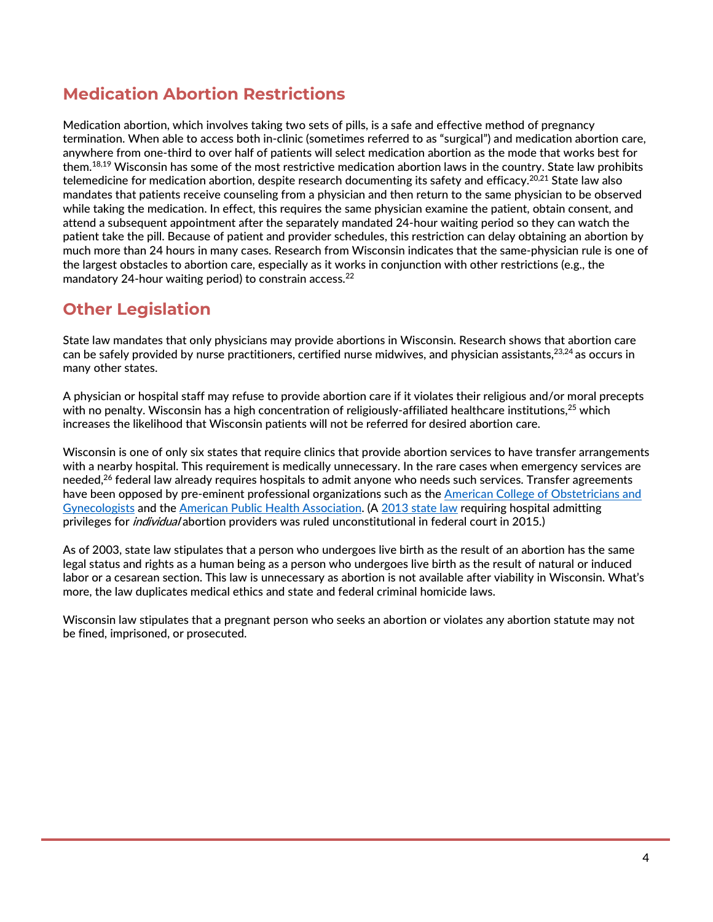## Medication Abortion Restrictions

Medication abortion, which involves taking two sets of pills, is a safe and effective method of pregnancy termination. When able to access both in-clinic (sometimes referred to as "surgical") and medication abortion care, anywhere from one-third to over half of patients will select medication abortion as the mode that works best for them.[18,19] Wisconsin has some of the most restrictive medication abortion laws in the country. State law prohibits telemedicine for medication abortion, despite research documenting its safety and efficacy.[20,21] State law also mandates that patients receive counseling from a physician and then return to the same physician to be observed while taking the medication. In effect, this requires the same physician examine the patient, obtain consent, and attend a subsequent appointment after the separately mandated 24-hour waiting period so they can watch the patient take the pill. Because of patient and provider schedules, this restriction can delay obtaining an abortion by much more than 24 hours in many cases. Research from Wisconsin indicates that the same-physician rule is one of the largest obstacles to abortion care, especially as it works in conjunction with other restrictions (e.g., the mandatory 24-hour waiting period) to constrain access.[22]

## Other Legislation

State law mandates that only physicians may provide abortions in Wisconsin. Research shows that abortion care can be safely provided by nurse practitioners, certified nurse midwives, and physician assistants,[23,24] as occurs in many other states.

A physician or hospital staff may refuse to provide abortion care if it violates their religious and/or moral precepts with no penalty. Wisconsin has a high concentration of religiously-affiliated healthcare institutions,[25] which increases the likelihood that Wisconsin patients will not be referred for desired abortion care.

Wisconsin is one of only six states that require clinics that provide abortion services to have transfer arrangements with a nearby hospital. This requirement is medically unnecessary. In the rare cases when emergency services are needed,[26] federal law already requires hospitals to admit anyone who needs such services. Transfer agreements have been opposed by pre-eminent professional organizations such as the American College of Obstetricians and Gynecologists and the American Public Health Association. (A 2013 state law requiring hospital admitting privileges for *individual* abortion providers was ruled unconstitutional in federal court in 2015.)

As of 2003, state law stipulates that a person who undergoes live birth as the result of an abortion has the same legal status and rights as a human being as a person who undergoes live birth as the result of natural or induced labor or a cesarean section. This law is unnecessary as abortion is not available after viability in Wisconsin. What's more, the law duplicates medical ethics and state and federal criminal homicide laws.

Wisconsin law stipulates that a pregnant person who seeks an abortion or violates any abortion statute may not be fined, imprisoned, or prosecuted.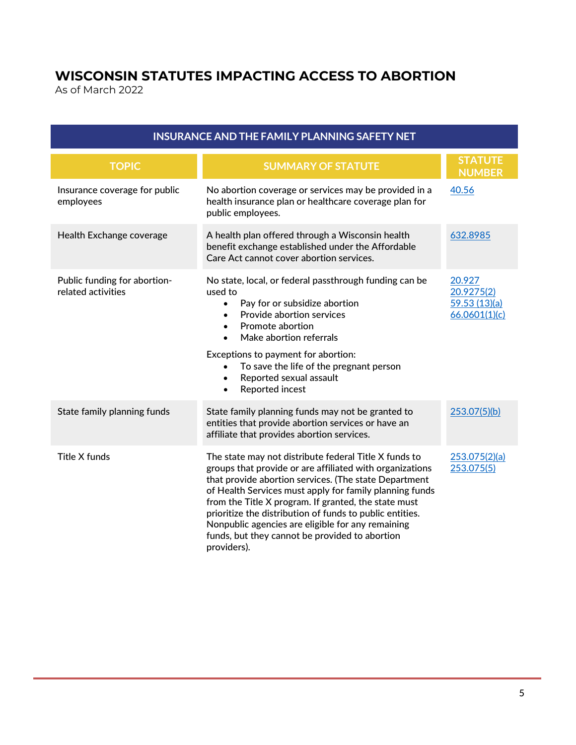## WISCONSIN STATUTES IMPACTING ACCESS TO ABORTION

As of March 2022

| INSURANCE AND THE FAMILY PLANNING SAFETY NET | | |
|---|---|---|
| **TOPIC** | **SUMMARY OF STATUTE** | **STATUTE NUMBER** |
| Insurance coverage for public employees | No abortion coverage or services may be provided in a health insurance plan or healthcare coverage plan for public employees. | 40.56 |
| Health Exchange coverage | A health plan offered through a Wisconsin health benefit exchange established under the Affordable Care Act cannot cover abortion services. | 632.8985 |
| Public funding for abortion-related activities | No state, local, or federal passthrough funding can be used to<br>• Pay for or subsidize abortion<br>• Provide abortion services<br>• Promote abortion<br>• Make abortion referrals<br><br>Exceptions to payment for abortion:<br>• To save the life of the pregnant person<br>• Reported sexual assault<br>• Reported incest | 20.927<br>20.9275(2)<br>59.53 (13)(a)<br>66.0601(1)(c) |
| State family planning funds | State family planning funds may not be granted to entities that provide abortion services or have an affiliate that provides abortion services. | 253.07(5)(b) |
| Title X funds | The state may not distribute federal Title X funds to groups that provide or are affiliated with organizations that provide abortion services. (The state Department of Health Services must apply for family planning funds from the Title X program. If granted, the state must prioritize the distribution of funds to public entities. Nonpublic agencies are eligible for any remaining funds, but they cannot be provided to abortion providers). | 253.075(2)(a)<br>253.075(5) |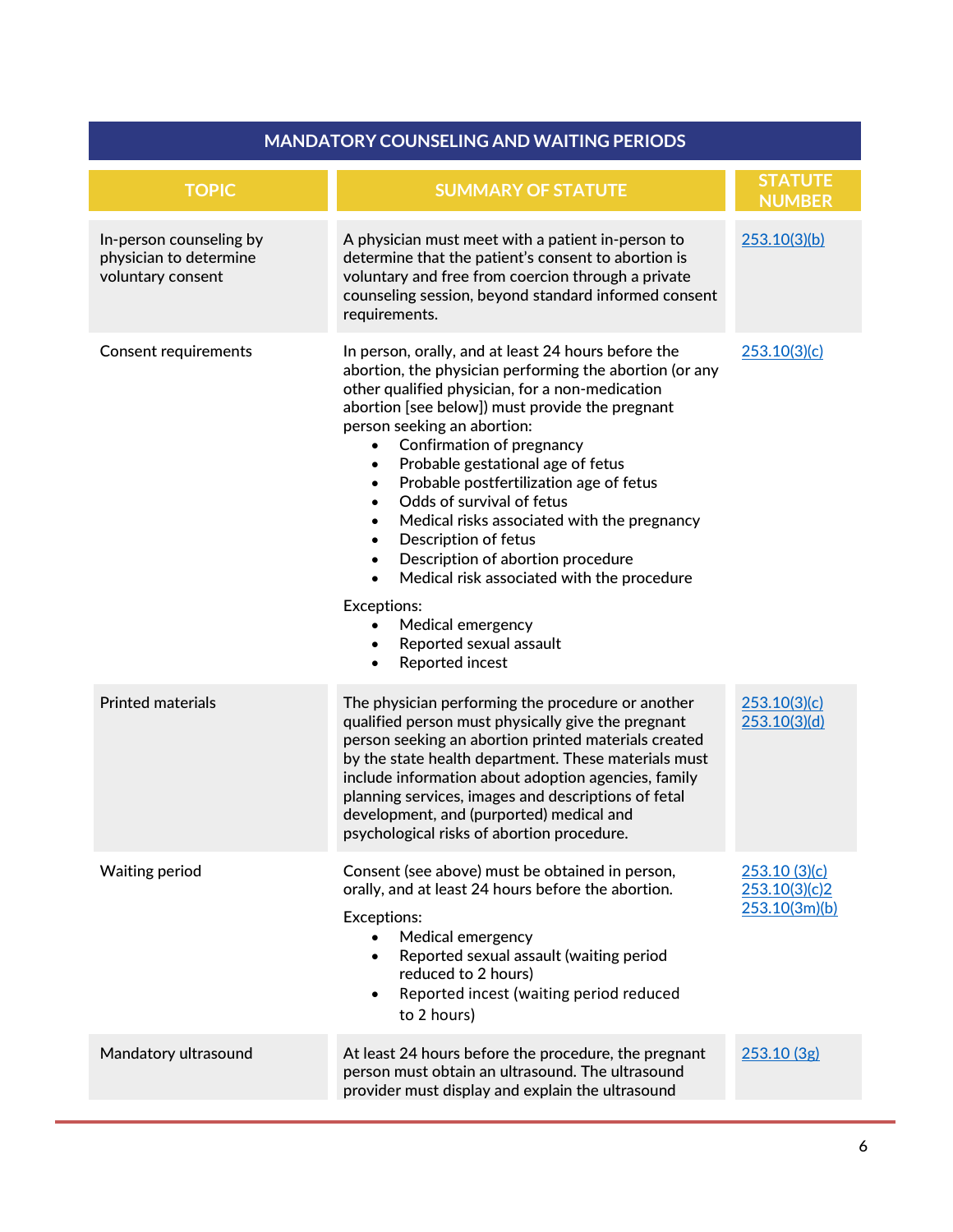| MANDATORY COUNSELING AND WAITING PERIODS | | |
|---|---|---|
| **TOPIC** | **SUMMARY OF STATUTE** | **STATUTE NUMBER** |
| In-person counseling by physician to determine voluntary consent | A physician must meet with a patient in-person to determine that the patient's consent to abortion is voluntary and free from coercion through a private counseling session, beyond standard informed consent requirements. | 253.10(3)(b) |
| Consent requirements | In person, orally, and at least 24 hours before the abortion, the physician performing the abortion (or any other qualified physician, for a non-medication abortion [see below]) must provide the pregnant person seeking an abortion:<br>• Confirmation of pregnancy<br>• Probable gestational age of fetus<br>• Probable postfertilization age of fetus<br>• Odds of survival of fetus<br>• Medical risks associated with the pregnancy<br>• Description of fetus<br>• Description of abortion procedure<br>• Medical risk associated with the procedure<br><br>Exceptions:<br>• Medical emergency<br>• Reported sexual assault<br>• Reported incest | 253.10(3)(c) |
| Printed materials | The physician performing the procedure or another qualified person must physically give the pregnant person seeking an abortion printed materials created by the state health department. These materials must include information about adoption agencies, family planning services, images and descriptions of fetal development, and (purported) medical and psychological risks of abortion procedure. | 253.10(3)(c)<br>253.10(3)(d) |
| Waiting period | Consent (see above) must be obtained in person, orally, and at least 24 hours before the abortion.<br><br>Exceptions:<br>• Medical emergency<br>• Reported sexual assault (waiting period reduced to 2 hours)<br>• Reported incest (waiting period reduced to 2 hours) | 253.10 (3)(c)<br>253.10(3)(c)2<br>253.10(3m)(b) |
| Mandatory ultrasound | At least 24 hours before the procedure, the pregnant person must obtain an ultrasound. The ultrasound provider must display and explain the ultrasound | 253.10 (3g) |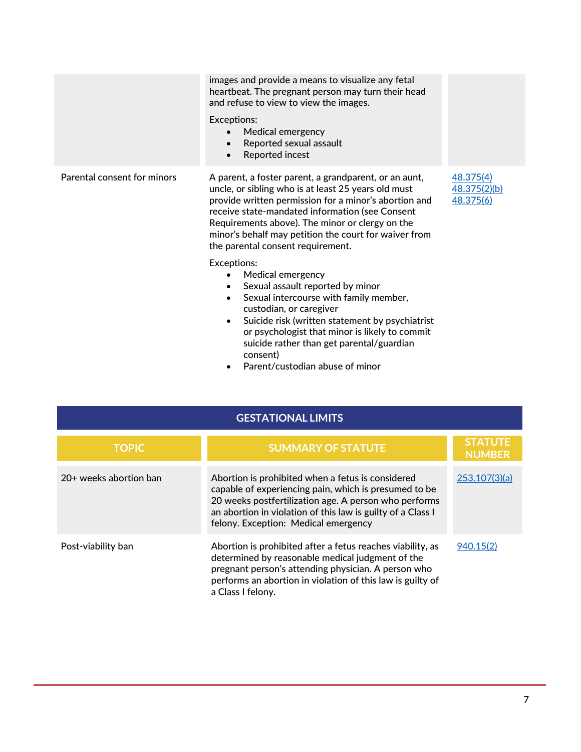| | | |
|---|---|---|
| | images and provide a means to visualize any fetal heartbeat. The pregnant person may turn their head and refuse to view the images.<br><br>Exceptions:<br>• Medical emergency<br>• Reported sexual assault<br>• Reported incest | |
| Parental consent for minors | A parent, a foster parent, a grandparent, or an aunt, uncle, or sibling who is at least 25 years old must provide written permission for a minor's abortion and receive state-mandated information (see Consent Requirements above). The minor or clergy on the minor's behalf may petition the court for waiver from the parental consent requirement.<br><br>Exceptions:<br>• Medical emergency<br>• Sexual assault reported by minor<br>• Sexual intercourse with family member, custodian, or caregiver<br>• Suicide risk (written statement by psychiatrist or psychologist that minor is likely to commit suicide rather than get parental/guardian consent)<br>• Parent/custodian abuse of minor | 48.375(4)<br>48.375(2)(b)<br>48.375(6) |

## GESTATIONAL LIMITS

| TOPIC | SUMMARY OF STATUTE | STATUTE NUMBER |
|---|---|---|
| 20+ weeks abortion ban | Abortion is prohibited when a fetus is considered capable of experiencing pain, which is presumed to be 20 weeks postfertilization age. A person who performs an abortion in violation of this law is guilty of a Class I felony. Exception: Medical emergency | 253.107(3)(a) |
| Post-viability ban | Abortion is prohibited after a fetus reaches viability, as determined by reasonable medical judgment of the pregnant person's attending physician. A person who performs an abortion in violation of this law is guilty of a Class I felony. | 940.15(2) |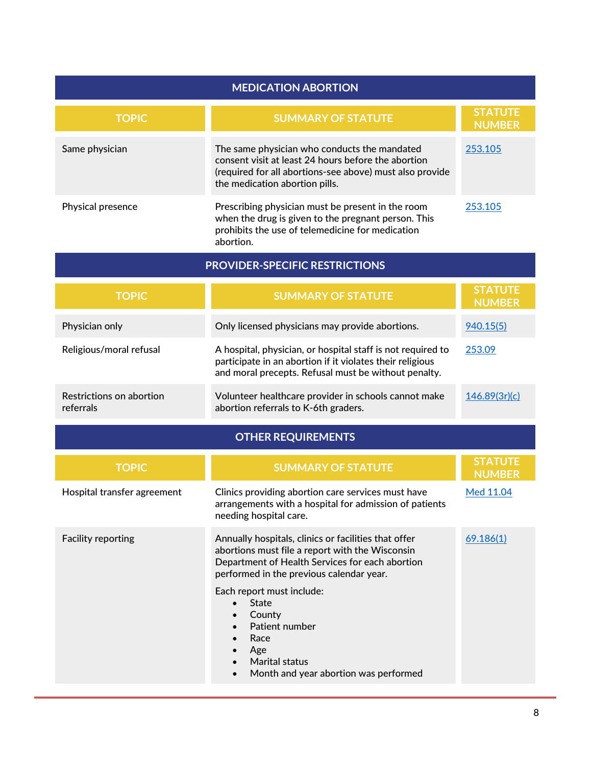## MEDICATION ABORTION

| TOPIC | SUMMARY OF STATUTE | STATUTE NUMBER |
|---|---|---|
| Same physician | The same physician who conducts the mandated consent visit at least 24 hours before the abortion (required for all abortions-see above) must also provide the medication abortion pills. | 253.105 |
| Physical presence | Prescribing physician must be present in the room when the drug is given to the pregnant person. This prohibits the use of telemedicine for medication abortion. | 253.105 |

## PROVIDER-SPECIFIC RESTRICTIONS

| TOPIC | SUMMARY OF STATUTE | STATUTE NUMBER |
|---|---|---|
| Physician only | Only licensed physicians may provide abortions. | 940.15(5) |
| Religious/moral refusal | A hospital, physician, or hospital staff is not required to participate in an abortion if it violates their religious and moral precepts. Refusal must be without penalty. | 253.09 |
| Restrictions on abortion referrals | Volunteer healthcare provider in schools cannot make abortion referrals to K-6th graders. | 146.89(3r)(c) |

## OTHER REQUIREMENTS

| TOPIC | SUMMARY OF STATUTE | STATUTE NUMBER |
|---|---|---|
| Hospital transfer agreement | Clinics providing abortion care services must have arrangements with a hospital for admission of patients needing hospital care. | Med 11.04 |
| Facility reporting | Annually hospitals, clinics or facilities that offer abortions must file a report with the Wisconsin Department of Health Services for each abortion performed in the previous calendar year.<br><br>Each report must include:<br>• State<br>• County<br>• Patient number<br>• Race<br>• Age<br>• Marital status<br>• Month and year abortion was performed | 69.186(1) |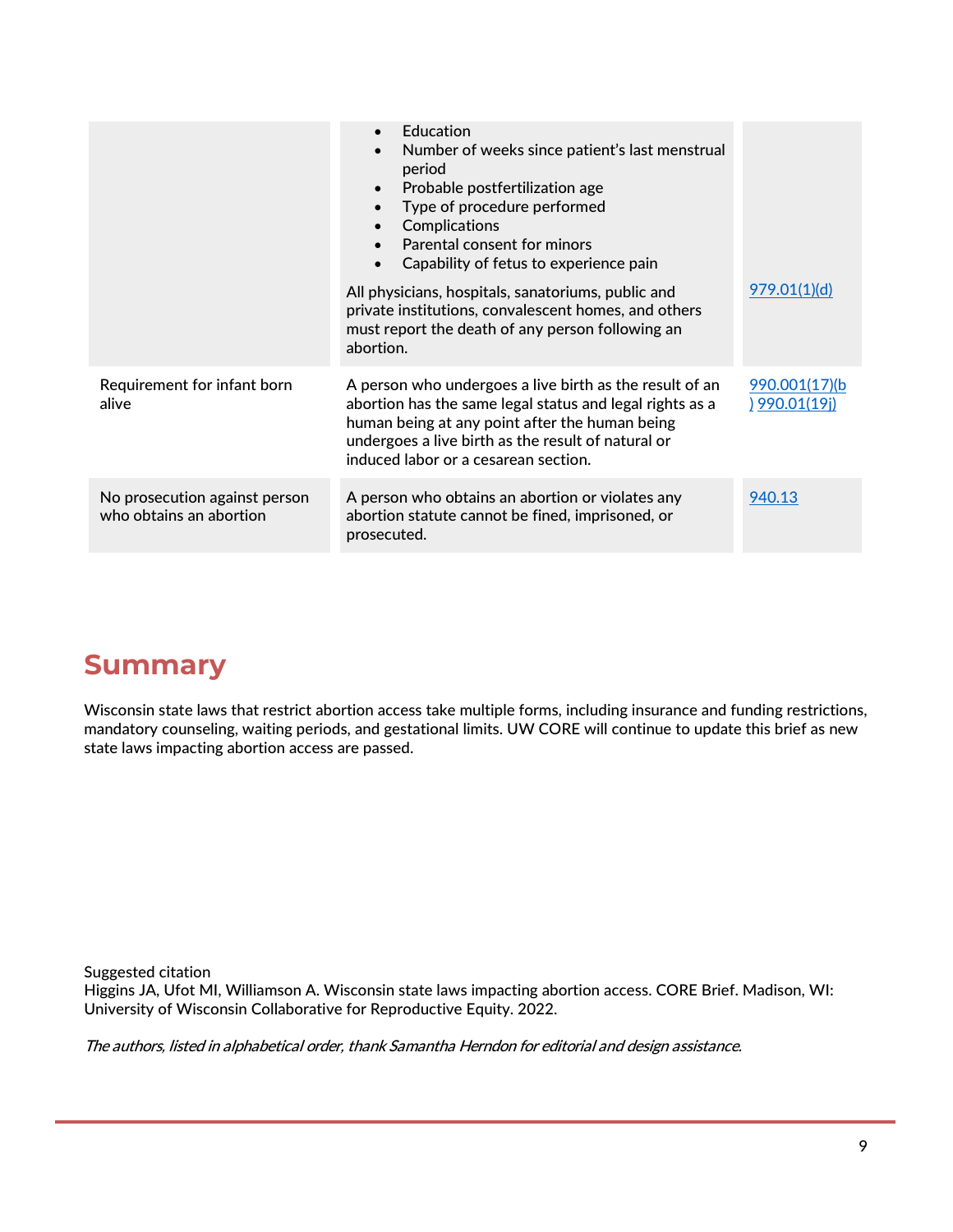| | | |
|---|---|---|
| | • Education<br>• Number of weeks since patient's last menstrual period<br>• Probable postfertilization age<br>• Type of procedure performed<br>• Complications<br>• Parental consent for minors<br>• Capability of fetus to experience pain<br><br>All physicians, hospitals, sanatoriums, public and private institutions, convalescent homes, and others must report the death of any person following an abortion. | 979.01(1)(d) |
| Requirement for infant born alive | A person who undergoes a live birth as the result of an abortion has the same legal status and legal rights as a human being at any point after the human being undergoes a live birth as the result of natural or induced labor or a cesarean section. | 990.001(17)(b) 990.01(19j) |
| No prosecution against person who obtains an abortion | A person who obtains an abortion or violates any abortion statute cannot be fined, imprisoned, or prosecuted. | 940.13 |

# Summary

Wisconsin state laws that restrict abortion access take multiple forms, including insurance and funding restrictions, mandatory counseling, waiting periods, and gestational limits. UW CORE will continue to update this brief as new state laws impacting abortion access are passed.

Suggested citation
Higgins JA, Ufot MI, Williamson A. Wisconsin state laws impacting abortion access. CORE Brief. Madison, WI: University of Wisconsin Collaborative for Reproductive Equity. 2022.

*The authors, listed in alphabetical order, thank Samantha Herndon for editorial and design assistance.*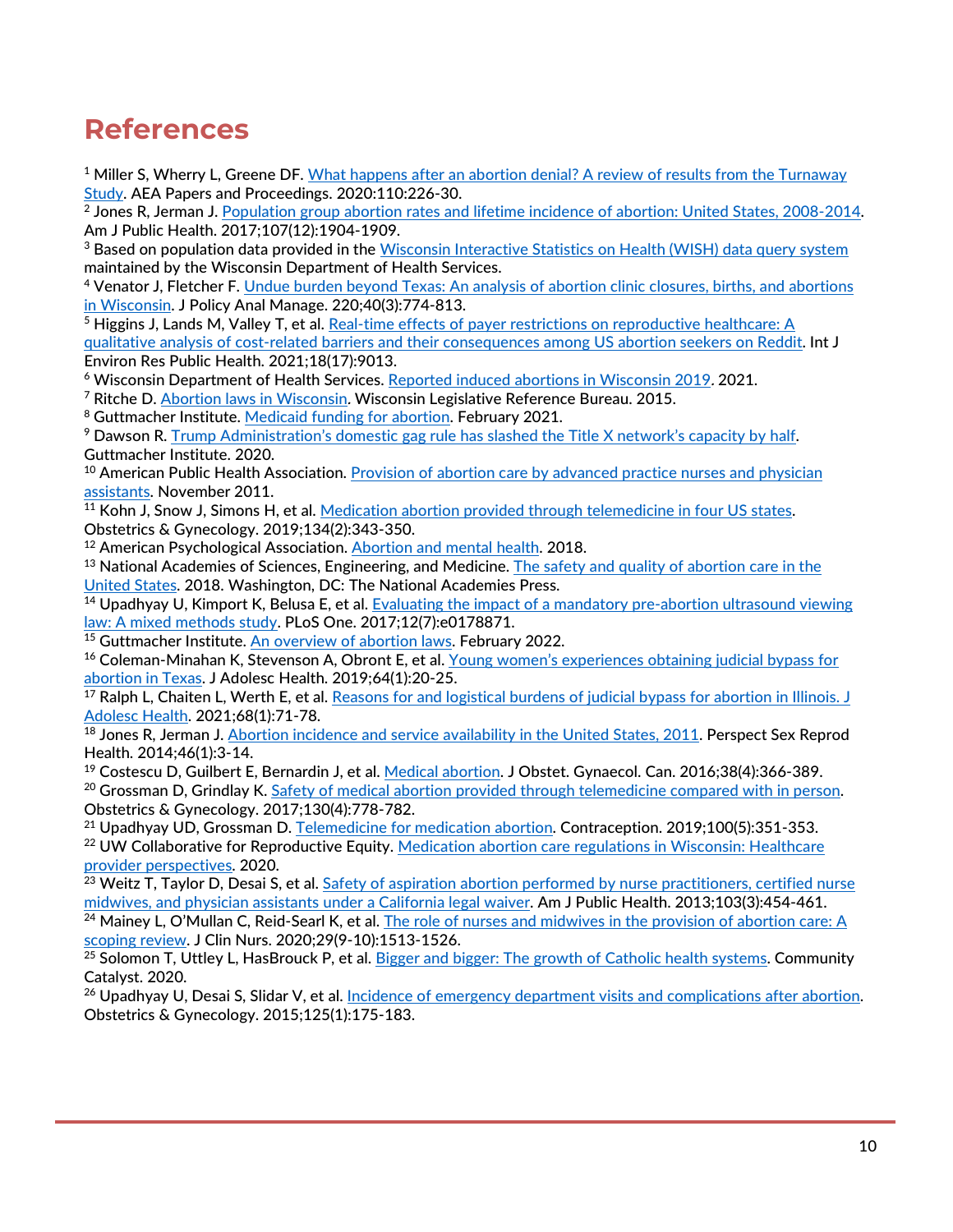# References

[1] Miller S, Wherry L, Greene DF. What happens after an abortion denial? A review of results from the Turnaway Study. AEA Papers and Proceedings. 2020:110:226-30.
[2] Jones R, Jerman J. Population group abortion rates and lifetime incidence of abortion: United States, 2008-2014. Am J Public Health. 2017;107(12):1904-1909.
[3] Based on population data provided in the Wisconsin Interactive Statistics on Health (WISH) data query system maintained by the Wisconsin Department of Health Services.
[4] Venator J, Fletcher F. Undue burden beyond Texas: An analysis of abortion clinic closures, births, and abortions in Wisconsin. J Policy Anal Manage. 220;40(3):774-813.
[5] Higgins J, Lands M, Valley T, et al. Real-time effects of payer restrictions on reproductive healthcare: A qualitative analysis of cost-related barriers and their consequences among US abortion seekers on Reddit. Int J Environ Res Public Health. 2021;18(17):9013.
[6] Wisconsin Department of Health Services. Reported induced abortions in Wisconsin 2019. 2021.
[7] Ritche D. Abortion laws in Wisconsin. Wisconsin Legislative Reference Bureau. 2015.
[8] Guttmacher Institute. Medicaid funding for abortion. February 2021.
[9] Dawson R. Trump Administration's domestic gag rule has slashed the Title X network's capacity by half. Guttmacher Institute. 2020.
[10] American Public Health Association. Provision of abortion care by advanced practice nurses and physician assistants. November 2011.
[11] Kohn J, Snow J, Simons H, et al. Medication abortion provided through telemedicine in four US states. Obstetrics & Gynecology. 2019;134(2):343-350.
[12] American Psychological Association. Abortion and mental health. 2018.
[13] National Academies of Sciences, Engineering, and Medicine. The safety and quality of abortion care in the United States. 2018. Washington, DC: The National Academies Press.
[14] Upadhyay U, Kimport K, Belusa E, et al. Evaluating the impact of a mandatory pre-abortion ultrasound viewing law: A mixed methods study. PLoS One. 2017;12(7):e0178871.
[15] Guttmacher Institute. An overview of abortion laws. February 2022.
[16] Coleman-Minahan K, Stevenson A, Obront E, et al. Young women's experiences obtaining judicial bypass for abortion in Texas. J Adolesc Health. 2019;64(1):20-25.
[17] Ralph L, Chaiten L, Werth E, et al. Reasons for and logistical burdens of judicial bypass for abortion in Illinois. J Adolesc Health. 2021;68(1):71-78.
[18] Jones R, Jerman J. Abortion incidence and service availability in the United States, 2011. Perspect Sex Reprod Health. 2014;46(1):3-14.
[19] Costescu D, Guilbert E, Bernardin J, et al. Medical abortion. J Obstet. Gynaecol. Can. 2016;38(4):366-389.
[20] Grossman D, Grindlay K. Safety of medical abortion provided through telemedicine compared with in person. Obstetrics & Gynecology. 2017;130(4):778-782.
[21] Upadhyay UD, Grossman D. Telemedicine for medication abortion. Contraception. 2019;100(5):351-353.
[22] UW Collaborative for Reproductive Equity. Medication abortion care regulations in Wisconsin: Healthcare provider perspectives. 2020.
[23] Weitz T, Taylor D, Desai S, et al. Safety of aspiration abortion performed by nurse practitioners, certified nurse midwives, and physician assistants under a California legal waiver. Am J Public Health. 2013;103(3):454-461.
[24] Mainey L, O'Mullan C, Reid-Searl K, et al. The role of nurses and midwives in the provision of abortion care: A scoping review. J Clin Nurs. 2020;29(9-10):1513-1526.
[25] Solomon T, Uttley L, HasBrouck P, et al. Bigger and bigger: The growth of Catholic health systems. Community Catalyst. 2020.
[26] Upadhyay U, Desai S, Slidar V, et al. Incidence of emergency department visits and complications after abortion. Obstetrics & Gynecology. 2015;125(1):175-183.